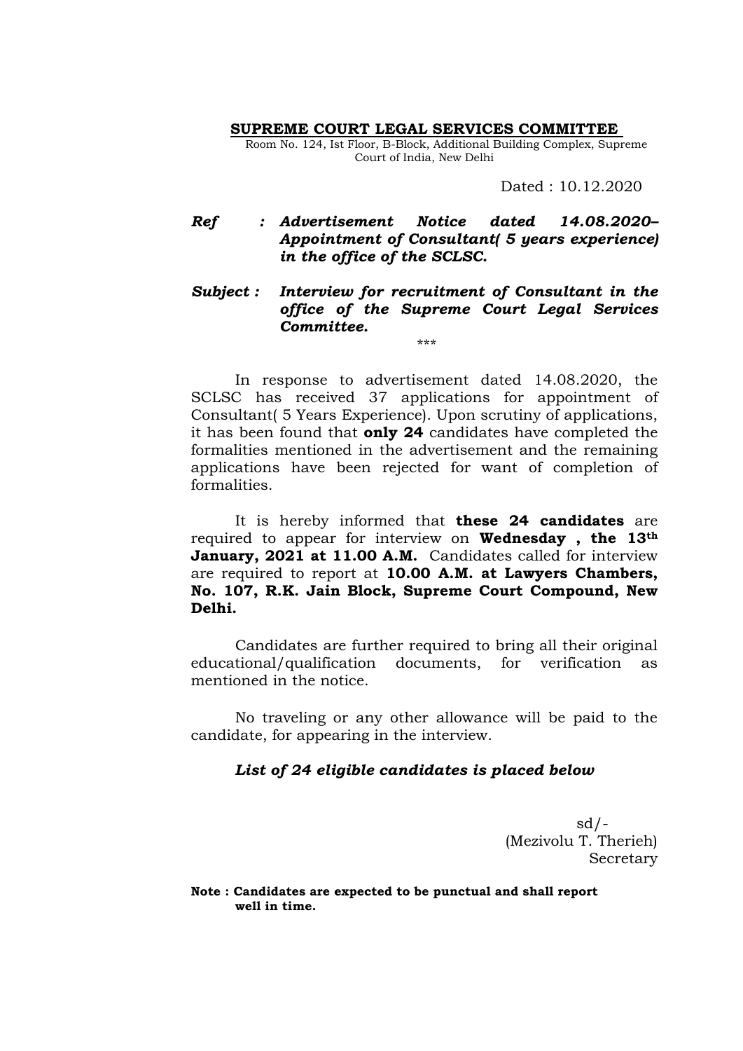**SUPREME COURT LEGAL SERVICES COMMITTEE**

Room No. 124, Ist Floor, B-Block, Additional Building Complex, Supreme Court of India, New Delhi

Dated : 10.12.2020

***Ref : Advertisement Notice dated 14.08.2020– Appointment of Consultant( 5 years experience) in the office of the SCLSC.***

***Subject : Interview for recruitment of Consultant in the office of the Supreme Court Legal Services Committee.***

\*\*\*

In response to advertisement dated 14.08.2020, the SCLSC has received 37 applications for appointment of Consultant( 5 Years Experience). Upon scrutiny of applications, it has been found that **only 24** candidates have completed the formalities mentioned in the advertisement and the remaining applications have been rejected for want of completion of formalities.

It is hereby informed that **these 24 candidates** are required to appear for interview on **Wednesday , the 13th January, 2021 at 11.00 A.M.** Candidates called for interview are required to report at **10.00 A.M. at Lawyers Chambers, No. 107, R.K. Jain Block, Supreme Court Compound, New Delhi.**

Candidates are further required to bring all their original educational/qualification documents, for verification as mentioned in the notice.

No traveling or any other allowance will be paid to the candidate, for appearing in the interview.

***List of 24 eligible candidates is placed below***

sd/-
(Mezivolu T. Therieh)
Secretary

**Note : Candidates are expected to be punctual and shall report well in time.**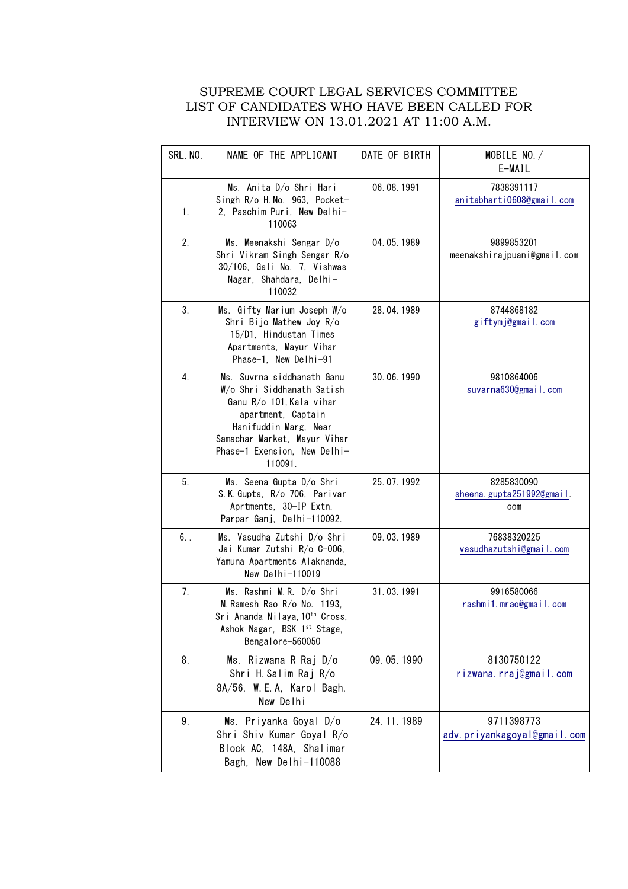SUPREME COURT LEGAL SERVICES COMMITTEE
LIST OF CANDIDATES WHO HAVE BEEN CALLED FOR
INTERVIEW ON 13.01.2021 AT 11:00 A.M.

| SRL. NO. | NAME OF THE APPLICANT | DATE OF BIRTH | MOBILE NO./ E-MAIL |
|---|---|---|---|
| 1. | Ms. Anita D/o Shri Hari Singh R/o H.No. 963, Pocket-2, Paschim Puri, New Delhi-110063 | 06.08.1991 | 7838391117 anitabharti0608@gmail.com |
| 2. | Ms. Meenakshi Sengar D/o Shri Vikram Singh Sengar R/o 30/106, Gali No. 7, Vishwas Nagar, Shahdara, Delhi-110032 | 04.05.1989 | 9899853201 meenakshirajpuani@gmail.com |
| 3. | Ms. Gifty Marium Joseph W/o Shri Bijo Mathew Joy R/o 15/D1, Hindustan Times Apartments, Mayur Vihar Phase-1, New Delhi-91 | 28.04.1989 | 8744868182 giftymj@gmail.com |
| 4. | Ms. Suvrna siddhanath Ganu W/o Shri Siddhanath Satish Ganu R/o 101,Kala vihar apartment, Captain Hanifuddin Marg, Near Samachar Market, Mayur Vihar Phase-1 Exension, New Delhi-110091. | 30.06.1990 | 9810864006 suvarna630@gmail.com |
| 5. | Ms. Seena Gupta D/o Shri S.K.Gupta, R/o 706, Parivar Aprtments, 30-IP Extn. Parpar Ganj, Delhi-110092. | 25.07.1992 | 8285830090 sheena.gupta251992@gmail.com |
| 6.. | Ms. Vasudha Zutshi D/o Shri Jai Kumar Zutshi R/o C-006, Yamuna Apartments Alaknanda, New Delhi-110019 | 09.03.1989 | 76838320225 vasudhazutshi@gmail.com |
| 7. | Ms. Rashmi M.R. D/o Shri M.Ramesh Rao R/o No. 1193, Sri Ananda Nilaya,10th Cross, Ashok Nagar, BSK 1st Stage, Bengalore-560050 | 31.03.1991 | 9916580066 rashmi1.mrao@gmail.com |
| 8. | Ms. Rizwana R Raj D/o Shri H.Salim Raj R/o 8A/56, W.E.A, Karol Bagh, New Delhi | 09.05.1990 | 8130750122 rizwana.rraj@gmail.com |
| 9. | Ms. Priyanka Goyal D/o Shri Shiv Kumar Goyal R/o Block AC, 148A, Shalimar Bagh, New Delhi-110088 | 24.11.1989 | 9711398773 adv.priyankagoyal@gmail.com |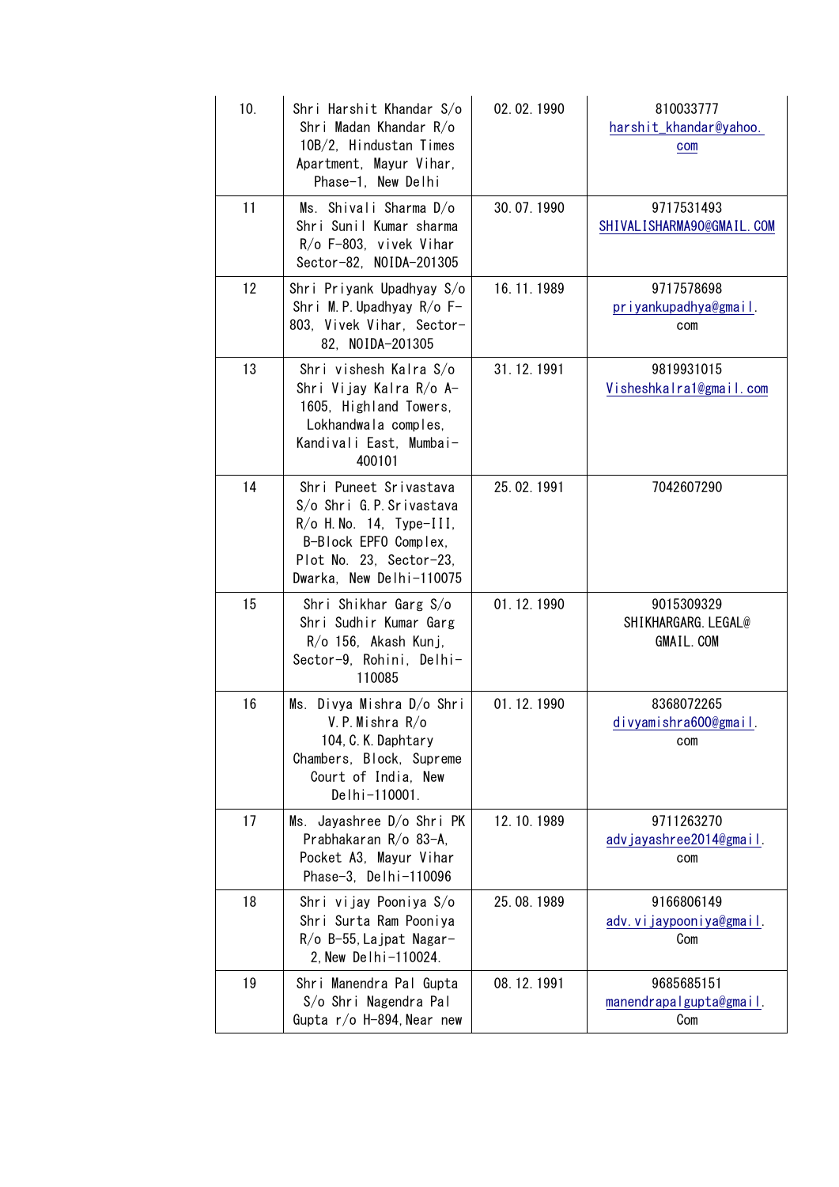| 10. | Shri Harshit Khandar S/o Shri Madan Khandar R/o 10B/2, Hindustan Times Apartment, Mayur Vihar, Phase-1, New Delhi | 02.02.1990 | 810033777 harshit_khandar@yahoo.com |
|---|---|---|---|
| 11 | Ms. Shivali Sharma D/o Shri Sunil Kumar sharma R/o F-803, vivek Vihar Sector-82, NOIDA-201305 | 30.07.1990 | 9717531493 SHIVALISHARMA90@GMAIL.COM |
| 12 | Shri Priyank Upadhyay S/o Shri M.P.Upadhyay R/o F-803, Vivek Vihar, Sector-82, NOIDA-201305 | 16.11.1989 | 9717578698 priyankupadhya@gmail.com |
| 13 | Shri vishesh Kalra S/o Shri Vijay Kalra R/o A-1605, Highland Towers, Lokhandwala comples, Kandivali East, Mumbai-400101 | 31.12.1991 | 9819931015 Visheshkalra1@gmail.com |
| 14 | Shri Puneet Srivastava S/o Shri G.P.Srivastava R/o H.No. 14, Type-III, B-Block EPFO Complex, Plot No. 23, Sector-23, Dwarka, New Delhi-110075 | 25.02.1991 | 7042607290 |
| 15 | Shri Shikhar Garg S/o Shri Sudhir Kumar Garg R/o 156, Akash Kunj, Sector-9, Rohini, Delhi-110085 | 01.12.1990 | 9015309329 SHIKHARGARG.LEGAL@GMAIL.COM |
| 16 | Ms. Divya Mishra D/o Shri V.P.Mishra R/o 104,C.K.Daphtary Chambers, Block, Supreme Court of India, New Delhi-110001. | 01.12.1990 | 8368072265 divyamishra600@gmail.com |
| 17 | Ms. Jayashree D/o Shri PK Prabhakaran R/o 83-A, Pocket A3, Mayur Vihar Phase-3, Delhi-110096 | 12.10.1989 | 9711263270 advjayashree2014@gmail.com |
| 18 | Shri vijay Pooniya S/o Shri Surta Ram Pooniya R/o B-55,Lajpat Nagar-2,New Delhi-110024. | 25.08.1989 | 9166806149 adv.vijaypooniya@gmail.Com |
| 19 | Shri Manendra Pal Gupta S/o Shri Nagendra Pal Gupta r/o H-894,Near new | 08.12.1991 | 9685685151 manendrapalgupta@gmail.Com |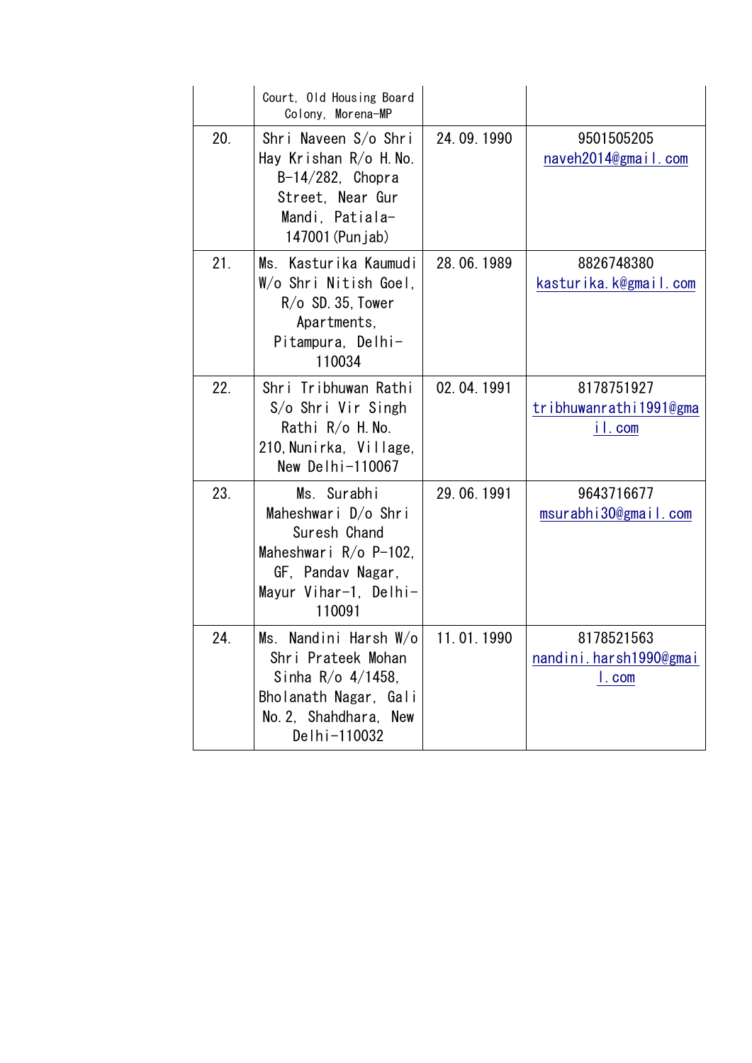| | | | |
|---|---|---|---|
| | Court, Old Housing Board Colony, Morena-MP | | |
| 20. | Shri Naveen S/o Shri Hay Krishan R/o H.No. B-14/282, Chopra Street, Near Gur Mandi, Patiala-147001(Punjab) | 24.09.1990 | 9501505205 naveh2014@gmail.com |
| 21. | Ms. Kasturika Kaumudi W/o Shri Nitish Goel, R/o SD.35,Tower Apartments, Pitampura, Delhi-110034 | 28.06.1989 | 8826748380 kasturika.k@gmail.com |
| 22. | Shri Tribhuwan Rathi S/o Shri Vir Singh Rathi R/o H.No. 210,Nunirka, Village, New Delhi-110067 | 02.04.1991 | 8178751927 tribhuwanrathi1991@gmail.com |
| 23. | Ms. Surabhi Maheshwari D/o Shri Suresh Chand Maheshwari R/o P-102, GF, Pandav Nagar, Mayur Vihar-1, Delhi-110091 | 29.06.1991 | 9643716677 msurabhi30@gmail.com |
| 24. | Ms. Nandini Harsh W/o Shri Prateek Mohan Sinha R/o 4/1458, Bholanath Nagar, Gali No.2, Shahdhara, New Delhi-110032 | 11.01.1990 | 8178521563 nandini.harsh1990@gmail.com |